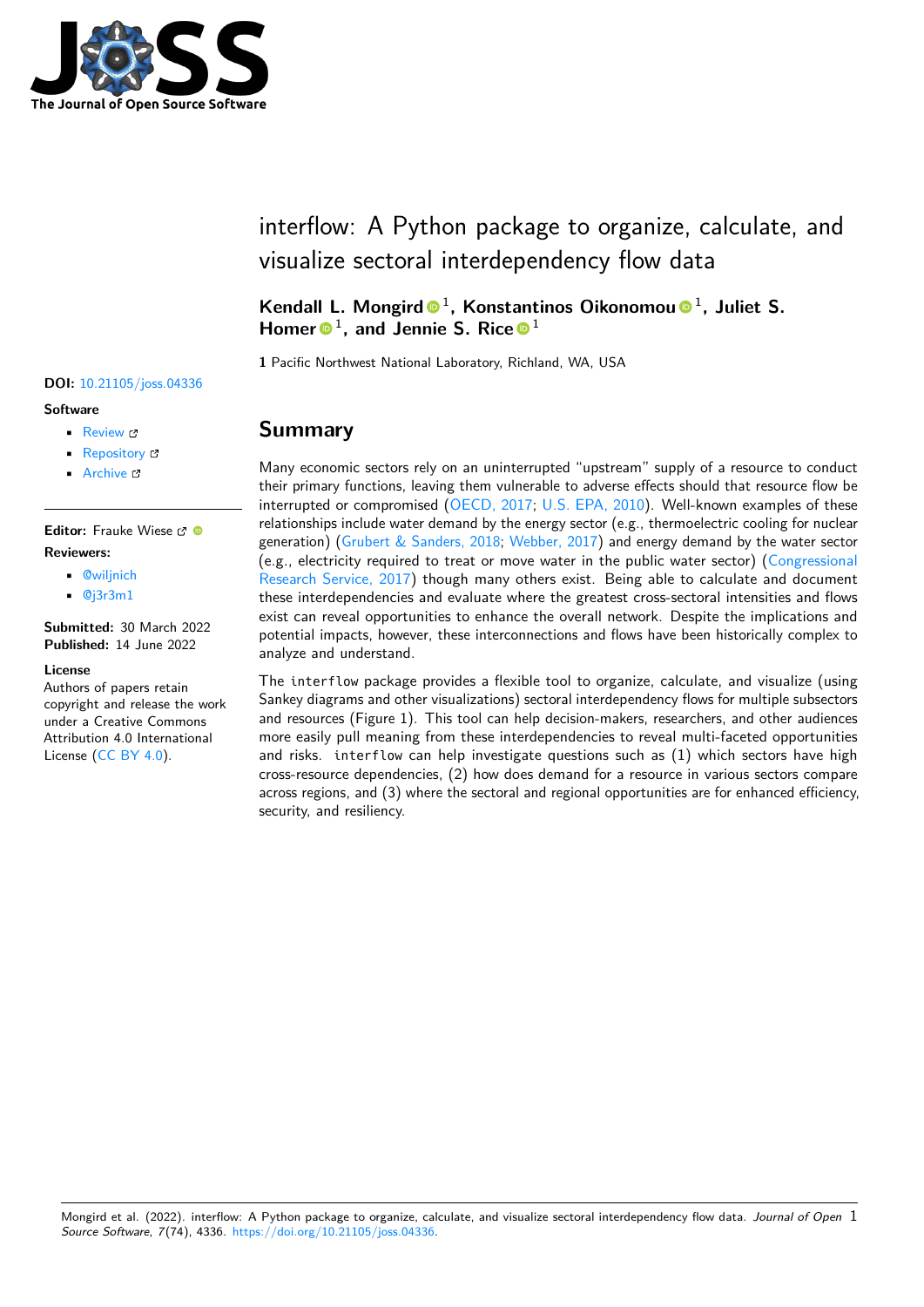# interflow: A Python package to organize, calculate, and visualize sectoral interdependency flow data

**Kendall L. Mongird**[1], **Konstantinos Oikonomou**[1], **Juliet S. Homer**[1], **and Jennie S. Rice**[1]

**1** Pacific Northwest National Laboratory, Richland, WA, USA

**DOI:** 10.21105/joss.04336

**Software**

- Review
- Repository
- Archive

**Editor:** Frauke Wiese

**Reviewers:**

- @wiljnich
- @j3r3m1

**Submitted:** 30 March 2022
**Published:** 14 June 2022

**License**
Authors of papers retain copyright and release the work under a Creative Commons Attribution 4.0 International License (CC BY 4.0).

## Summary

Many economic sectors rely on an uninterrupted "upstream" supply of a resource to conduct their primary functions, leaving them vulnerable to adverse effects should that resource flow be interrupted or compromised (OECD, 2017; U.S. EPA, 2010). Well-known examples of these relationships include water demand by the energy sector (e.g., thermoelectric cooling for nuclear generation) (Grubert & Sanders, 2018; Webber, 2017) and energy demand by the water sector (e.g., electricity required to treat or move water in the public water sector) (Congressional Research Service, 2017) though many others exist. Being able to calculate and document these interdependencies and evaluate where the greatest cross-sectoral intensities and flows exist can reveal opportunities to enhance the overall network. Despite the implications and potential impacts, however, these interconnections and flows have been historically complex to analyze and understand.

The `interflow` package provides a flexible tool to organize, calculate, and visualize (using Sankey diagrams and other visualizations) sectoral interdependency flows for multiple subsectors and resources (Figure 1). This tool can help decision-makers, researchers, and other audiences more easily pull meaning from these interdependencies to reveal multi-faceted opportunities and risks. `interflow` can help investigate questions such as (1) which sectors have high cross-resource dependencies, (2) how does demand for a resource in various sectors compare across regions, and (3) where the sectoral and regional opportunities are for enhanced efficiency, security, and resiliency.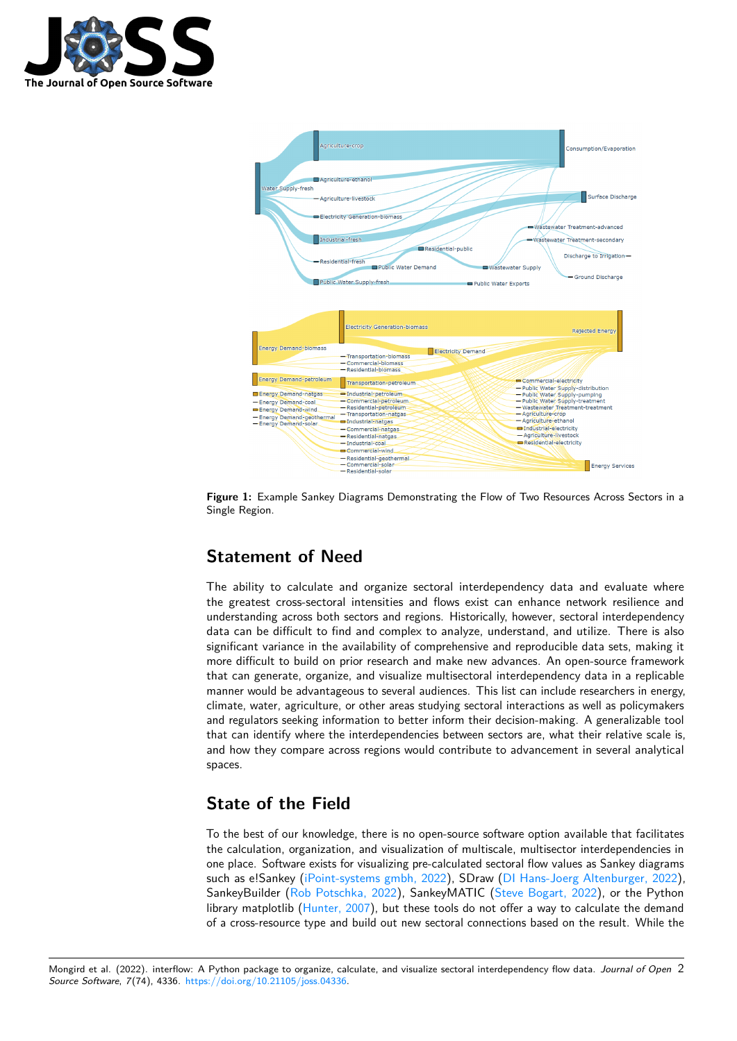Figure 1: Example Sankey Diagrams Demonstrating the Flow of Two Resources Across Sectors in a Single Region.

## Statement of Need

The ability to calculate and organize sectoral interdependency data and evaluate where the greatest cross-sectoral intensities and flows exist can enhance network resilience and understanding across both sectors and regions. Historically, however, sectoral interdependency data can be difficult to find and complex to analyze, understand, and utilize. There is also significant variance in the availability of comprehensive and reproducible data sets, making it more difficult to build on prior research and make new advances. An open-source framework that can generate, organize, and visualize multisectoral interdependency data in a replicable manner would be advantageous to several audiences. This list can include researchers in energy, climate, water, agriculture, or other areas studying sectoral interactions as well as policymakers and regulators seeking information to better inform their decision-making. A generalizable tool that can identify where the interdependencies between sectors are, what their relative scale is, and how they compare across regions would contribute to advancement in several analytical spaces.

## State of the Field

To the best of our knowledge, there is no open-source software option available that facilitates the calculation, organization, and visualization of multiscale, multisector interdependencies in one place. Software exists for visualizing pre-calculated sectoral flow values as Sankey diagrams such as e!Sankey (iPoint-systems gmbh, 2022), SDraw (DI Hans-Joerg Altenburger, 2022), SankeyBuilder (Rob Potschka, 2022), SankeyMATIC (Steve Bogart, 2022), or the Python library matplotlib (Hunter, 2007), but these tools do not offer a way to calculate the demand of a cross-resource type and build out new sectoral connections based on the result. While the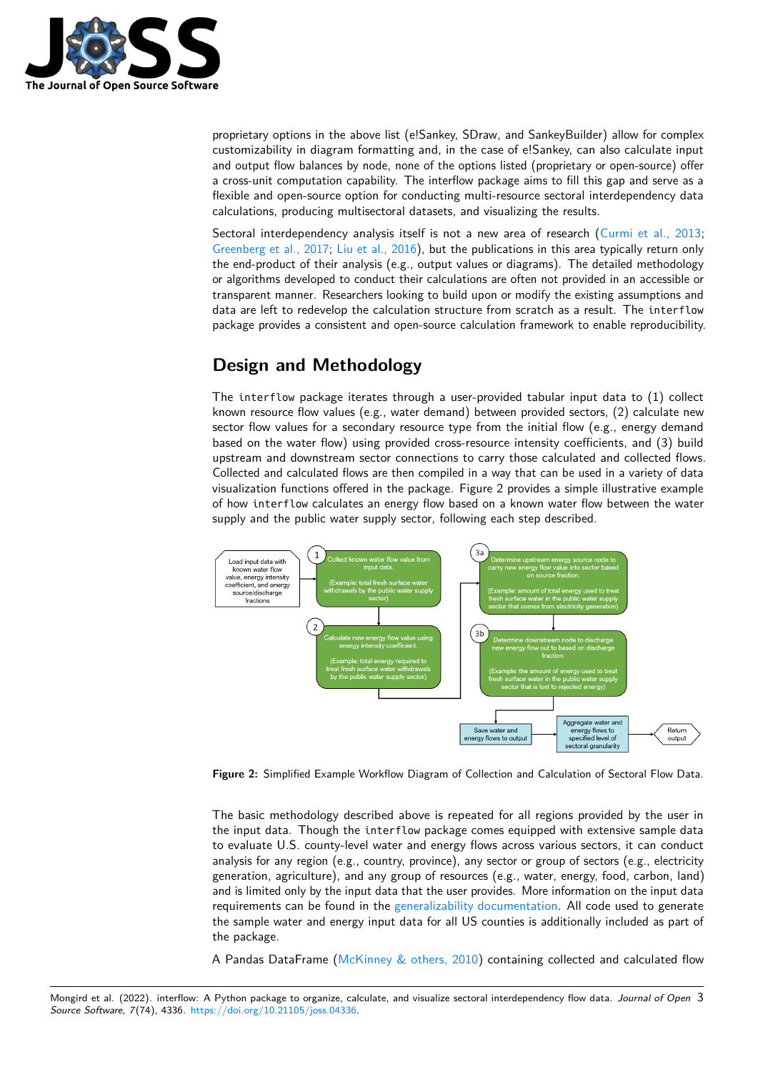proprietary options in the above list (e!Sankey, SDraw, and SankeyBuilder) allow for complex customizability in diagram formatting and, in the case of e!Sankey, can also calculate input and output flow balances by node, none of the options listed (proprietary or open-source) offer a cross-unit computation capability. The interflow package aims to fill this gap and serve as a flexible and open-source option for conducting multi-resource sectoral interdependency data calculations, producing multisectoral datasets, and visualizing the results.

Sectoral interdependency analysis itself is not a new area of research (Curmi et al., 2013; Greenberg et al., 2017; Liu et al., 2016), but the publications in this area typically return only the end-product of their analysis (e.g., output values or diagrams). The detailed methodology or algorithms developed to conduct their calculations are often not provided in an accessible or transparent manner. Researchers looking to build upon or modify the existing assumptions and data are left to redevelop the calculation structure from scratch as a result. The interflow package provides a consistent and open-source calculation framework to enable reproducibility.

# Design and Methodology

The interflow package iterates through a user-provided tabular input data to (1) collect known resource flow values (e.g., water demand) between provided sectors, (2) calculate new sector flow values for a secondary resource type from the initial flow (e.g., energy demand based on the water flow) using provided cross-resource intensity coefficients, and (3) build upstream and downstream sector connections to carry those calculated and collected flows. Collected and calculated flows are then compiled in a way that can be used in a variety of data visualization functions offered in the package. Figure 2 provides a simple illustrative example of how interflow calculates an energy flow based on a known water flow between the water supply and the public water supply sector, following each step described.

Load input data with known water flow value, energy intensity coefficient, and energy source/discharge fractions

1. Collect known water flow value from input data. (Example: total fresh surface water withdrawals by the public water supply sector)

2. Calculate new energy flow value using energy intensity coefficient. (Example: total energy required to treat fresh surface water withdrawals by the public water supply sector)

3a. Determine upstream energy source node to carry new energy flow value into sector based on source fraction. (Example: amount of total energy used to treat fresh surface water in the public water supply sector that comes from electricity generation)

3b. Determine downstream node to discharge new energy flow out to based on discharge fraction. (Example: the amount of energy used to treat fresh surface water in the public water supply sector that is lost to rejected energy)

Save water and energy flows to output → Aggregate water and energy flows to specified level of sectoral granularity → Return output

**Figure 2:** Simplified Example Workflow Diagram of Collection and Calculation of Sectoral Flow Data.

The basic methodology described above is repeated for all regions provided by the user in the input data. Though the interflow package comes equipped with extensive sample data to evaluate U.S. county-level water and energy flows across various sectors, it can conduct analysis for any region (e.g., country, province), any sector or group of sectors (e.g., electricity generation, agriculture), and any group of resources (e.g., water, energy, food, carbon, land) and is limited only by the input data that the user provides. More information on the input data requirements can be found in the generalizability documentation. All code used to generate the sample water and energy input data for all US counties is additionally included as part of the package.

A Pandas DataFrame (McKinney & others, 2010) containing collected and calculated flow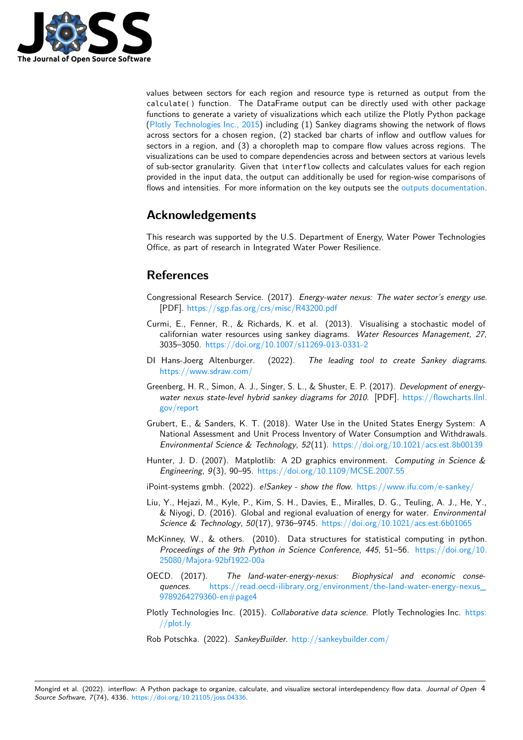values between sectors for each region and resource type is returned as output from the `calculate()` function. The DataFrame output can be directly used with other package functions to generate a variety of visualizations which each utilize the Plotly Python package (Plotly Technologies Inc., 2015) including (1) Sankey diagrams showing the network of flows across sectors for a chosen region, (2) stacked bar charts of inflow and outflow values for sectors in a region, and (3) a choropleth map to compare flow values across regions. The visualizations can be used to compare dependencies across and between sectors at various levels of sub-sector granularity. Given that `interflow` collects and calculates values for each region provided in the input data, the output can additionally be used for region-wise comparisons of flows and intensities. For more information on the key outputs see the outputs documentation.

## Acknowledgements

This research was supported by the U.S. Department of Energy, Water Power Technologies Office, as part of research in Integrated Water Power Resilience.

## References

Congressional Research Service. (2017). *Energy-water nexus: The water sector's energy use*. [PDF]. https://sgp.fas.org/crs/misc/R43200.pdf

Curmi, E., Fenner, R., & Richards, K. et al. (2013). Visualising a stochastic model of californian water resources using sankey diagrams. *Water Resources Management*, *27*, 3035–3050. https://doi.org/10.1007/s11269-013-0331-2

DI Hans-Joerg Altenburger. (2022). *The leading tool to create Sankey diagrams*. https://www.sdraw.com/

Greenberg, H. R., Simon, A. J., Singer, S. L., & Shuster, E. P. (2017). *Development of energy-water nexus state-level hybrid sankey diagrams for 2010*. [PDF]. https://flowcharts.llnl.gov/report

Grubert, E., & Sanders, K. T. (2018). Water Use in the United States Energy System: A National Assessment and Unit Process Inventory of Water Consumption and Withdrawals. *Environmental Science & Technology*, *52*(11). https://doi.org/10.1021/acs.est.8b00139

Hunter, J. D. (2007). Matplotlib: A 2D graphics environment. *Computing in Science & Engineering*, *9*(3), 90–95. https://doi.org/10.1109/MCSE.2007.55

iPoint-systems gmbh. (2022). *e!Sankey - show the flow*. https://www.ifu.com/e-sankey/

Liu, Y., Hejazi, M., Kyle, P., Kim, S. H., Davies, E., Miralles, D. G., Teuling, A. J., He, Y., & Niyogi, D. (2016). Global and regional evaluation of energy for water. *Environmental Science & Technology*, *50*(17), 9736–9745. https://doi.org/10.1021/acs.est.6b01065

McKinney, W., & others. (2010). Data structures for statistical computing in python. *Proceedings of the 9th Python in Science Conference*, *445*, 51–56. https://doi.org/10.25080/Majora-92bf1922-00a

OECD. (2017). *The land-water-energy-nexus: Biophysical and economic consequences*. https://read.oecd-ilibrary.org/environment/the-land-water-energy-nexus_9789264279360-en#page4

Plotly Technologies Inc. (2015). *Collaborative data science*. Plotly Technologies Inc. https://plot.ly

Rob Potschka. (2022). *SankeyBuilder*. http://sankeybuilder.com/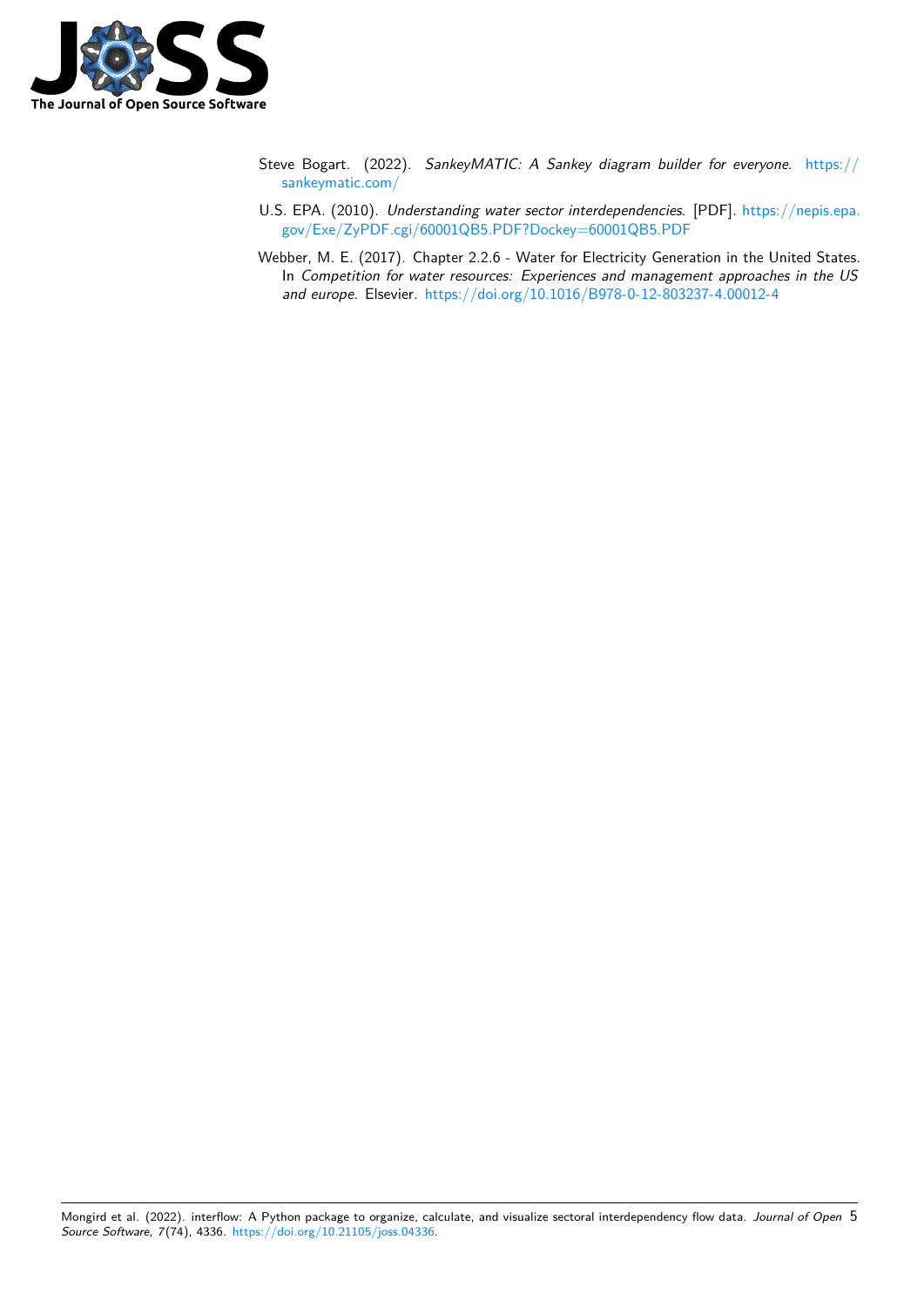Steve Bogart. (2022). *SankeyMATIC: A Sankey diagram builder for everyone*. https://sankeymatic.com/

U.S. EPA. (2010). *Understanding water sector interdependencies*. [PDF]. https://nepis.epa.gov/Exe/ZyPDF.cgi/60001QB5.PDF?Dockey=60001QB5.PDF

Webber, M. E. (2017). Chapter 2.2.6 - Water for Electricity Generation in the United States. In *Competition for water resources: Experiences and management approaches in the US and europe*. Elsevier. https://doi.org/10.1016/B978-0-12-803237-4.00012-4